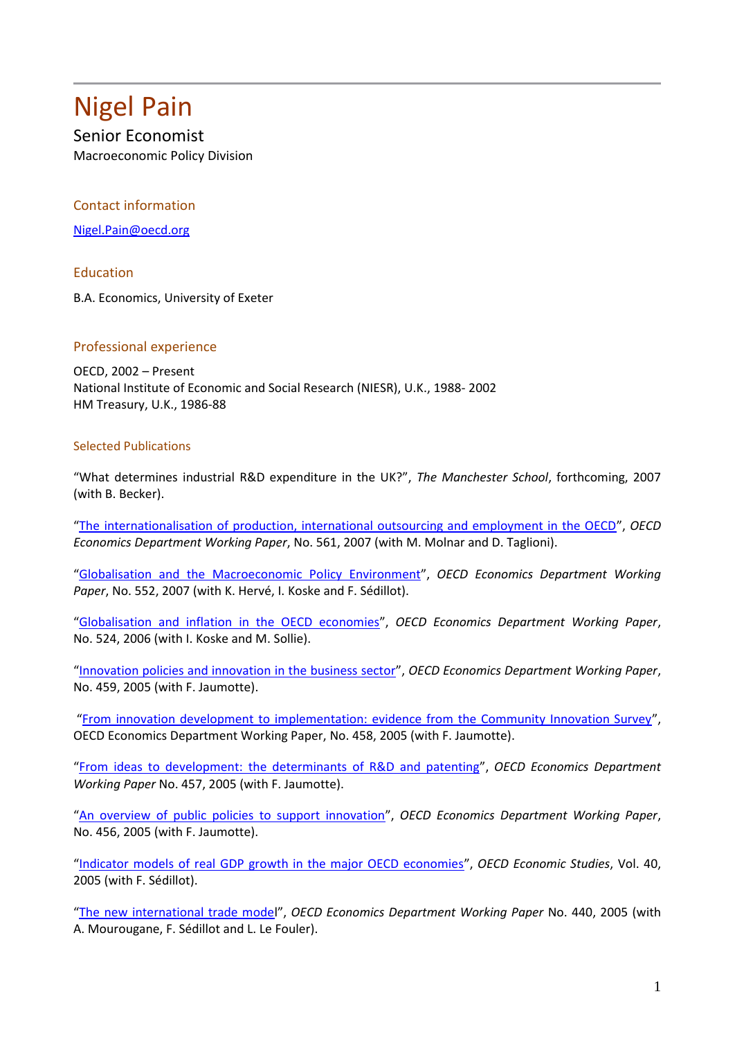# Nigel Pain

Senior Economist

Macroeconomic Policy Division

## Contact information

Nigel.Pain@oecd.org

## Education

B.A. Economics, University of Exeter

## Professional experience

OECD, 2002 – Present
National Institute of Economic and Social Research (NIESR), U.K., 1988- 2002
HM Treasury, U.K., 1986-88

## Selected Publications

"What determines industrial R&D expenditure in the UK?", *The Manchester School*, forthcoming, 2007 (with B. Becker).

"The internationalisation of production, international outsourcing and employment in the OECD", *OECD Economics Department Working Paper*, No. 561, 2007 (with M. Molnar and D. Taglioni).

"Globalisation and the Macroeconomic Policy Environment", *OECD Economics Department Working Paper*, No. 552, 2007 (with K. Hervé, I. Koske and F. Sédillot).

"Globalisation and inflation in the OECD economies", *OECD Economics Department Working Paper*, No. 524, 2006 (with I. Koske and M. Sollie).

"Innovation policies and innovation in the business sector", *OECD Economics Department Working Paper*, No. 459, 2005 (with F. Jaumotte).

"From innovation development to implementation: evidence from the Community Innovation Survey", OECD Economics Department Working Paper, No. 458, 2005 (with F. Jaumotte).

"From ideas to development: the determinants of R&D and patenting", *OECD Economics Department Working Paper* No. 457, 2005 (with F. Jaumotte).

"An overview of public policies to support innovation", *OECD Economics Department Working Paper*, No. 456, 2005 (with F. Jaumotte).

"Indicator models of real GDP growth in the major OECD economies", *OECD Economic Studies*, Vol. 40, 2005 (with F. Sédillot).

"The new international trade model", *OECD Economics Department Working Paper* No. 440, 2005 (with A. Mourougane, F. Sédillot and L. Le Fouler).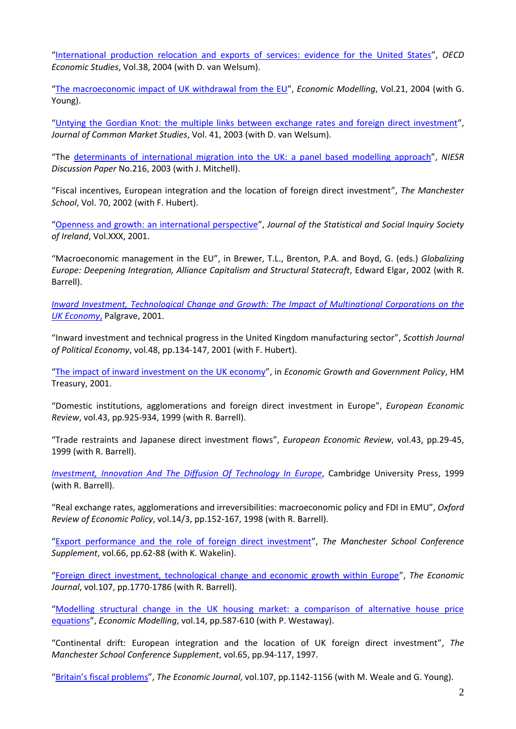"International production relocation and exports of services: evidence for the United States", *OECD Economic Studies*, Vol.38, 2004 (with D. van Welsum).

"The macroeconomic impact of UK withdrawal from the EU", *Economic Modelling*, Vol.21, 2004 (with G. Young).

"Untying the Gordian Knot: the multiple links between exchange rates and foreign direct investment", *Journal of Common Market Studies*, Vol. 41, 2003 (with D. van Welsum).

"The determinants of international migration into the UK: a panel based modelling approach", *NIESR Discussion Paper* No.216, 2003 (with J. Mitchell).

"Fiscal incentives, European integration and the location of foreign direct investment", *The Manchester School*, Vol. 70, 2002 (with F. Hubert).

"Openness and growth: an international perspective", *Journal of the Statistical and Social Inquiry Society of Ireland*, Vol.XXX, 2001.

"Macroeconomic management in the EU", in Brewer, T.L., Brenton, P.A. and Boyd, G. (eds.) *Globalizing Europe: Deepening Integration, Alliance Capitalism and Structural Statecraft*, Edward Elgar, 2002 (with R. Barrell).

*Inward Investment, Technological Change and Growth: The Impact of Multinational Corporations on the UK Economy*, Palgrave, 2001.

"Inward investment and technical progress in the United Kingdom manufacturing sector", *Scottish Journal of Political Economy*, vol.48, pp.134-147, 2001 (with F. Hubert).

"The impact of inward investment on the UK economy", in *Economic Growth and Government Policy*, HM Treasury, 2001.

"Domestic institutions, agglomerations and foreign direct investment in Europe", *European Economic Review*, vol.43, pp.925-934, 1999 (with R. Barrell).

"Trade restraints and Japanese direct investment flows", *European Economic Review*, vol.43, pp.29-45, 1999 (with R. Barrell).

*Investment, Innovation And The Diffusion Of Technology In Europe*, Cambridge University Press, 1999 (with R. Barrell).

"Real exchange rates, agglomerations and irreversibilities: macroeconomic policy and FDI in EMU", *Oxford Review of Economic Policy*, vol.14/3, pp.152-167, 1998 (with R. Barrell).

"Export performance and the role of foreign direct investment", *The Manchester School Conference Supplement*, vol.66, pp.62-88 (with K. Wakelin).

"Foreign direct investment, technological change and economic growth within Europe", *The Economic Journal*, vol.107, pp.1770-1786 (with R. Barrell).

"Modelling structural change in the UK housing market: a comparison of alternative house price equations", *Economic Modelling*, vol.14, pp.587-610 (with P. Westaway).

"Continental drift: European integration and the location of UK foreign direct investment", *The Manchester School Conference Supplement*, vol.65, pp.94-117, 1997.

"Britain's fiscal problems", *The Economic Journal*, vol.107, pp.1142-1156 (with M. Weale and G. Young).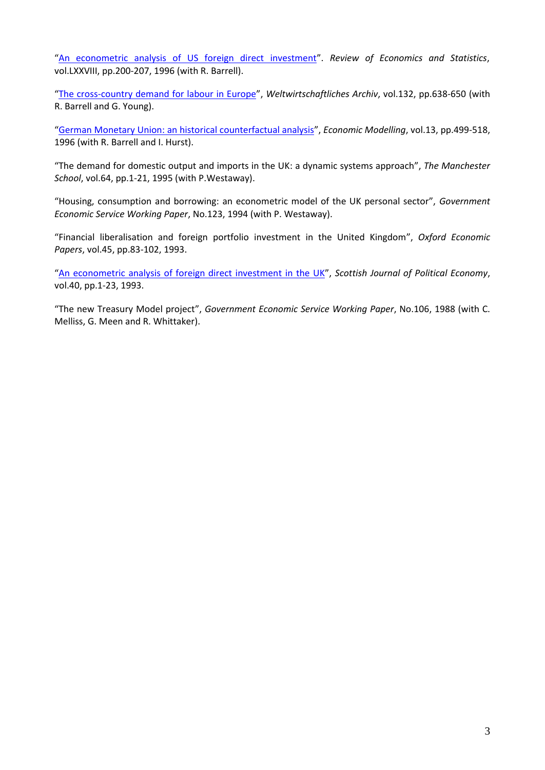"[An econometric analysis of US foreign direct investment]". *Review of Economics and Statistics*, vol.LXXVIII, pp.200-207, 1996 (with R. Barrell).

"[The cross-country demand for labour in Europe]", *Weltwirtschaftliches Archiv*, vol.132, pp.638-650 (with R. Barrell and G. Young).

"[German Monetary Union: an historical counterfactual analysis]", *Economic Modelling*, vol.13, pp.499-518, 1996 (with R. Barrell and I. Hurst).

"The demand for domestic output and imports in the UK: a dynamic systems approach", *The Manchester School*, vol.64, pp.1-21, 1995 (with P.Westaway).

"Housing, consumption and borrowing: an econometric model of the UK personal sector", *Government Economic Service Working Paper*, No.123, 1994 (with P. Westaway).

"Financial liberalisation and foreign portfolio investment in the United Kingdom", *Oxford Economic Papers*, vol.45, pp.83-102, 1993.

"[An econometric analysis of foreign direct investment in the UK]", *Scottish Journal of Political Economy*, vol.40, pp.1-23, 1993.

"The new Treasury Model project", *Government Economic Service Working Paper*, No.106, 1988 (with C. Melliss, G. Meen and R. Whittaker).